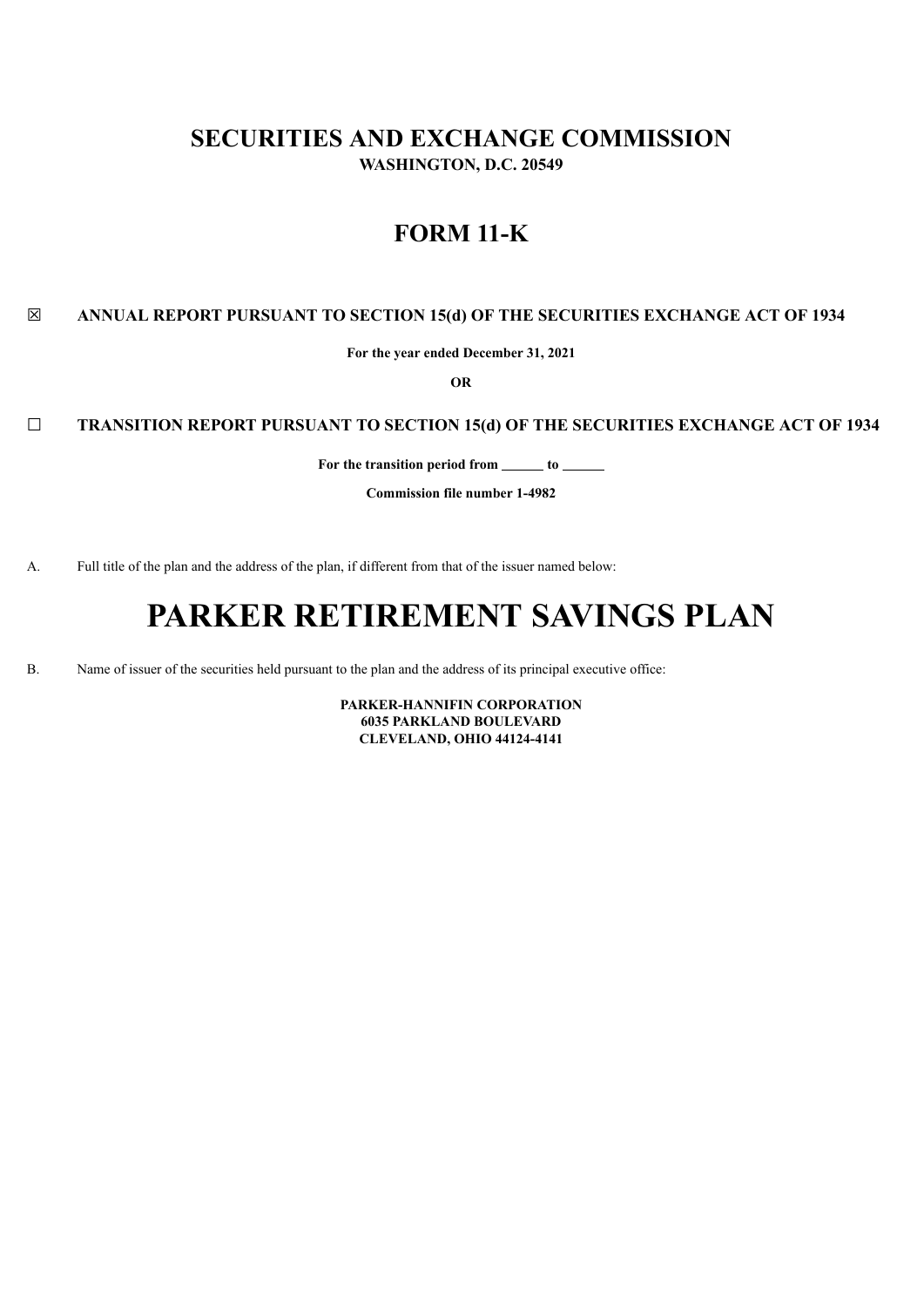# SECURITIES AND EXCHANGE COMMISSION

**WASHINGTON, D.C. 20549**

## FORM 11-K

☒ **ANNUAL REPORT PURSUANT TO SECTION 15(d) OF THE SECURITIES EXCHANGE ACT OF 1934**

**For the year ended December 31, 2021**

**OR**

☐ **TRANSITION REPORT PURSUANT TO SECTION 15(d) OF THE SECURITIES EXCHANGE ACT OF 1934**

**For the transition period from ______ to ______**

**Commission file number 1-4982**

A. Full title of the plan and the address of the plan, if different from that of the issuer named below:

# PARKER RETIREMENT SAVINGS PLAN

B. Name of issuer of the securities held pursuant to the plan and the address of its principal executive office:

**PARKER-HANNIFIN CORPORATION**
**6035 PARKLAND BOULEVARD**
**CLEVELAND, OHIO 44124-4141**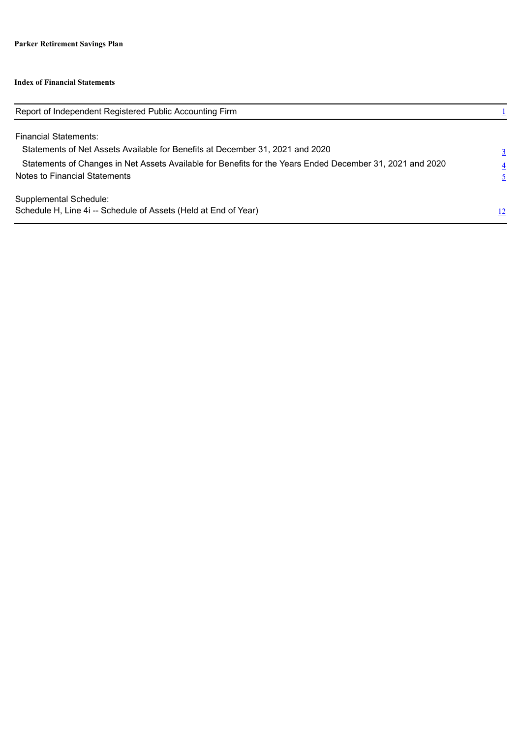**Parker Retirement Savings Plan**

**Index of Financial Statements**

| | |
|---|---|
| Report of Independent Registered Public Accounting Firm | 1 |
| Financial Statements: | |
| Statements of Net Assets Available for Benefits at December 31, 2021 and 2020 | 3 |
| Statements of Changes in Net Assets Available for Benefits for the Years Ended December 31, 2021 and 2020 | 4 |
| Notes to Financial Statements | 5 |
| Supplemental Schedule: | |
| Schedule H, Line 4i -- Schedule of Assets (Held at End of Year) | 12 |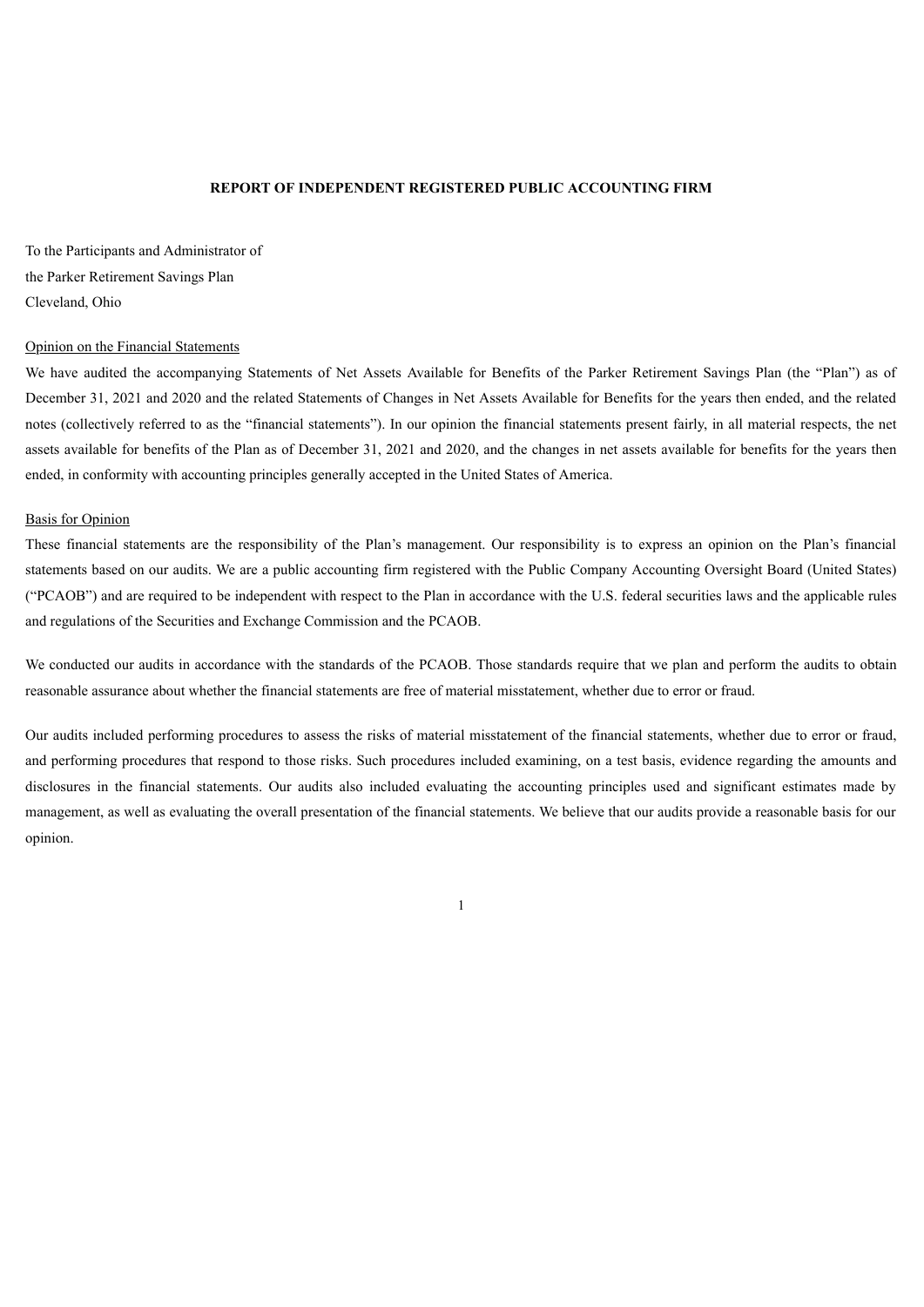**REPORT OF INDEPENDENT REGISTERED PUBLIC ACCOUNTING FIRM**

To the Participants and Administrator of
the Parker Retirement Savings Plan
Cleveland, Ohio

Opinion on the Financial Statements

We have audited the accompanying Statements of Net Assets Available for Benefits of the Parker Retirement Savings Plan (the "Plan") as of December 31, 2021 and 2020 and the related Statements of Changes in Net Assets Available for Benefits for the years then ended, and the related notes (collectively referred to as the "financial statements"). In our opinion the financial statements present fairly, in all material respects, the net assets available for benefits of the Plan as of December 31, 2021 and 2020, and the changes in net assets available for benefits for the years then ended, in conformity with accounting principles generally accepted in the United States of America.

Basis for Opinion

These financial statements are the responsibility of the Plan's management. Our responsibility is to express an opinion on the Plan's financial statements based on our audits. We are a public accounting firm registered with the Public Company Accounting Oversight Board (United States) ("PCAOB") and are required to be independent with respect to the Plan in accordance with the U.S. federal securities laws and the applicable rules and regulations of the Securities and Exchange Commission and the PCAOB.

We conducted our audits in accordance with the standards of the PCAOB. Those standards require that we plan and perform the audits to obtain reasonable assurance about whether the financial statements are free of material misstatement, whether due to error or fraud.

Our audits included performing procedures to assess the risks of material misstatement of the financial statements, whether due to error or fraud, and performing procedures that respond to those risks. Such procedures included examining, on a test basis, evidence regarding the amounts and disclosures in the financial statements. Our audits also included evaluating the accounting principles used and significant estimates made by management, as well as evaluating the overall presentation of the financial statements. We believe that our audits provide a reasonable basis for our opinion.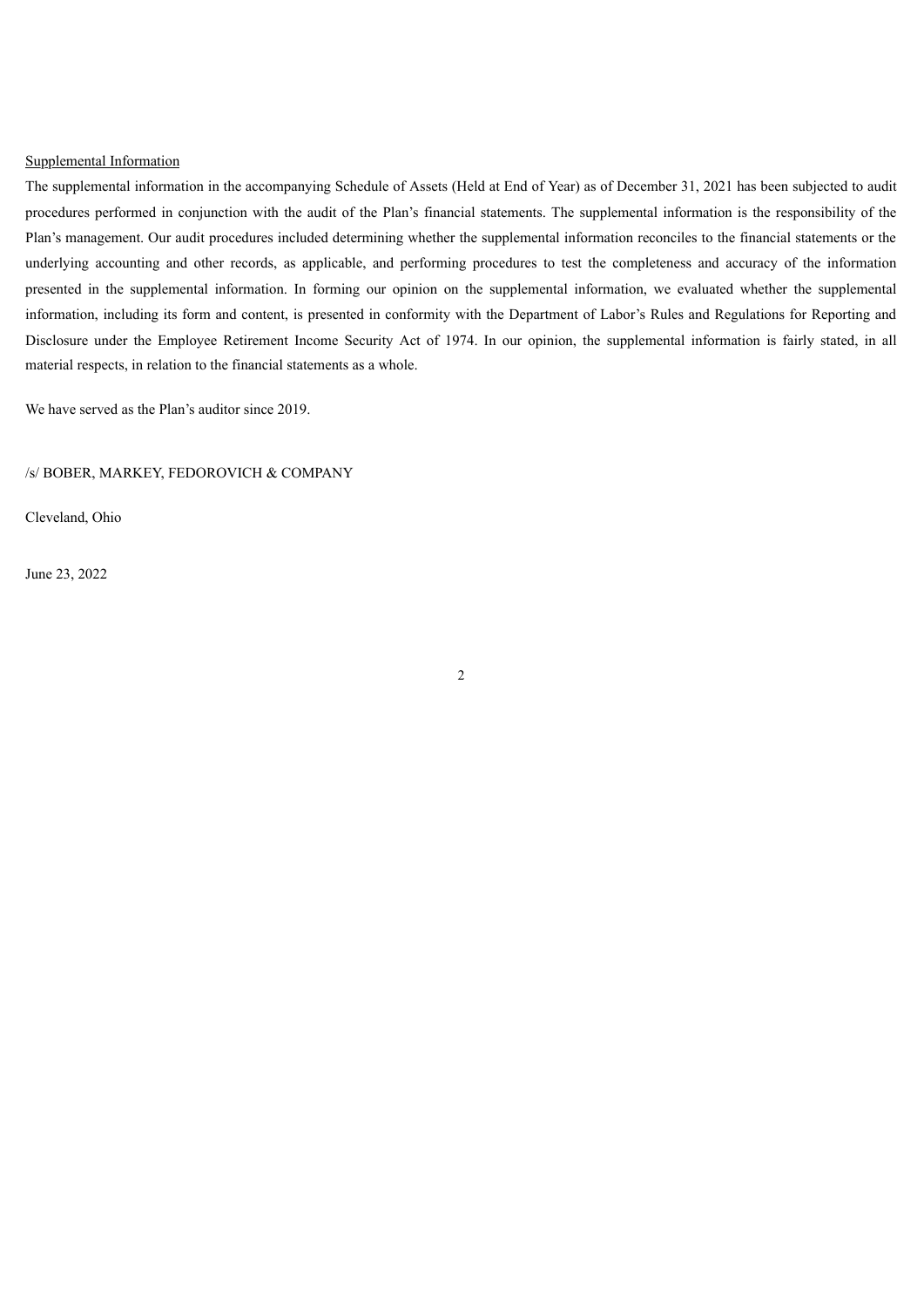Supplemental Information

The supplemental information in the accompanying Schedule of Assets (Held at End of Year) as of December 31, 2021 has been subjected to audit procedures performed in conjunction with the audit of the Plan's financial statements. The supplemental information is the responsibility of the Plan's management. Our audit procedures included determining whether the supplemental information reconciles to the financial statements or the underlying accounting and other records, as applicable, and performing procedures to test the completeness and accuracy of the information presented in the supplemental information. In forming our opinion on the supplemental information, we evaluated whether the supplemental information, including its form and content, is presented in conformity with the Department of Labor's Rules and Regulations for Reporting and Disclosure under the Employee Retirement Income Security Act of 1974. In our opinion, the supplemental information is fairly stated, in all material respects, in relation to the financial statements as a whole.

We have served as the Plan's auditor since 2019.

/s/ BOBER, MARKEY, FEDOROVICH & COMPANY

Cleveland, Ohio

June 23, 2022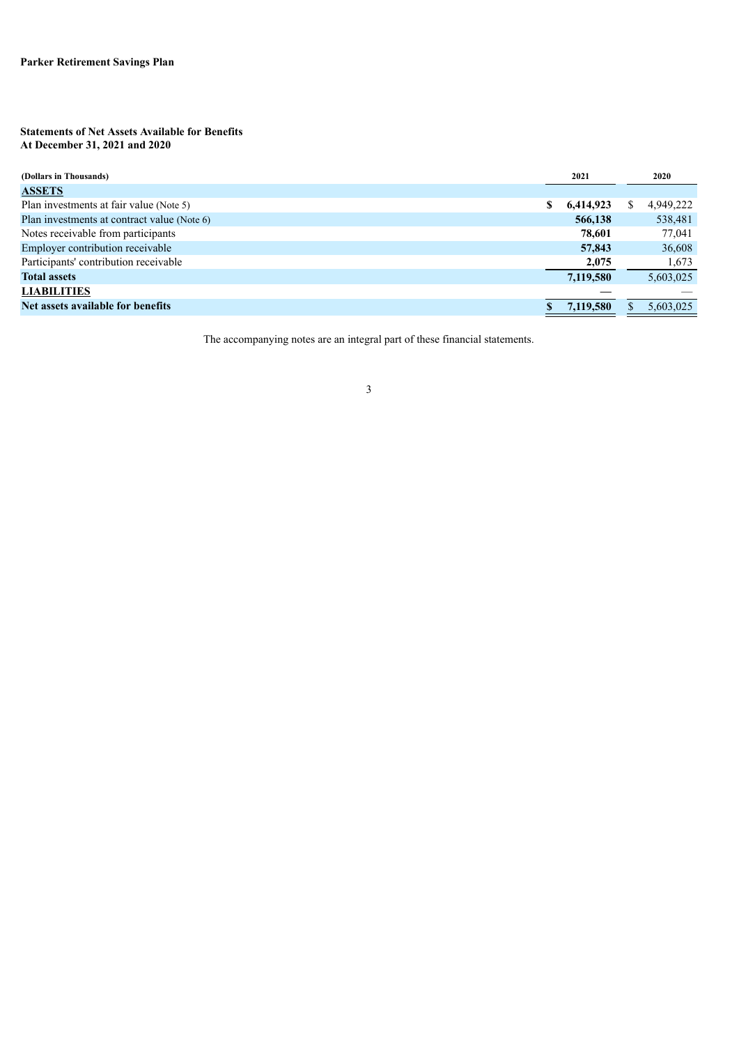**Parker Retirement Savings Plan**

**Statements of Net Assets Available for Benefits**
**At December 31, 2021 and 2020**

| (Dollars in Thousands) | 2021 | 2020 |
|---|---|---|
| **ASSETS** | | |
| Plan investments at fair value (Note 5) | **$ 6,414,923** | $ 4,949,222 |
| Plan investments at contract value (Note 6) | **566,138** | 538,481 |
| Notes receivable from participants | **78,601** | 77,041 |
| Employer contribution receivable | **57,843** | 36,608 |
| Participants' contribution receivable | **2,075** | 1,673 |
| **Total assets** | **7,119,580** | 5,603,025 |
| **LIABILITIES** | **—** | — |
| **Net assets available for benefits** | **$ 7,119,580** | $ 5,603,025 |

The accompanying notes are an integral part of these financial statements.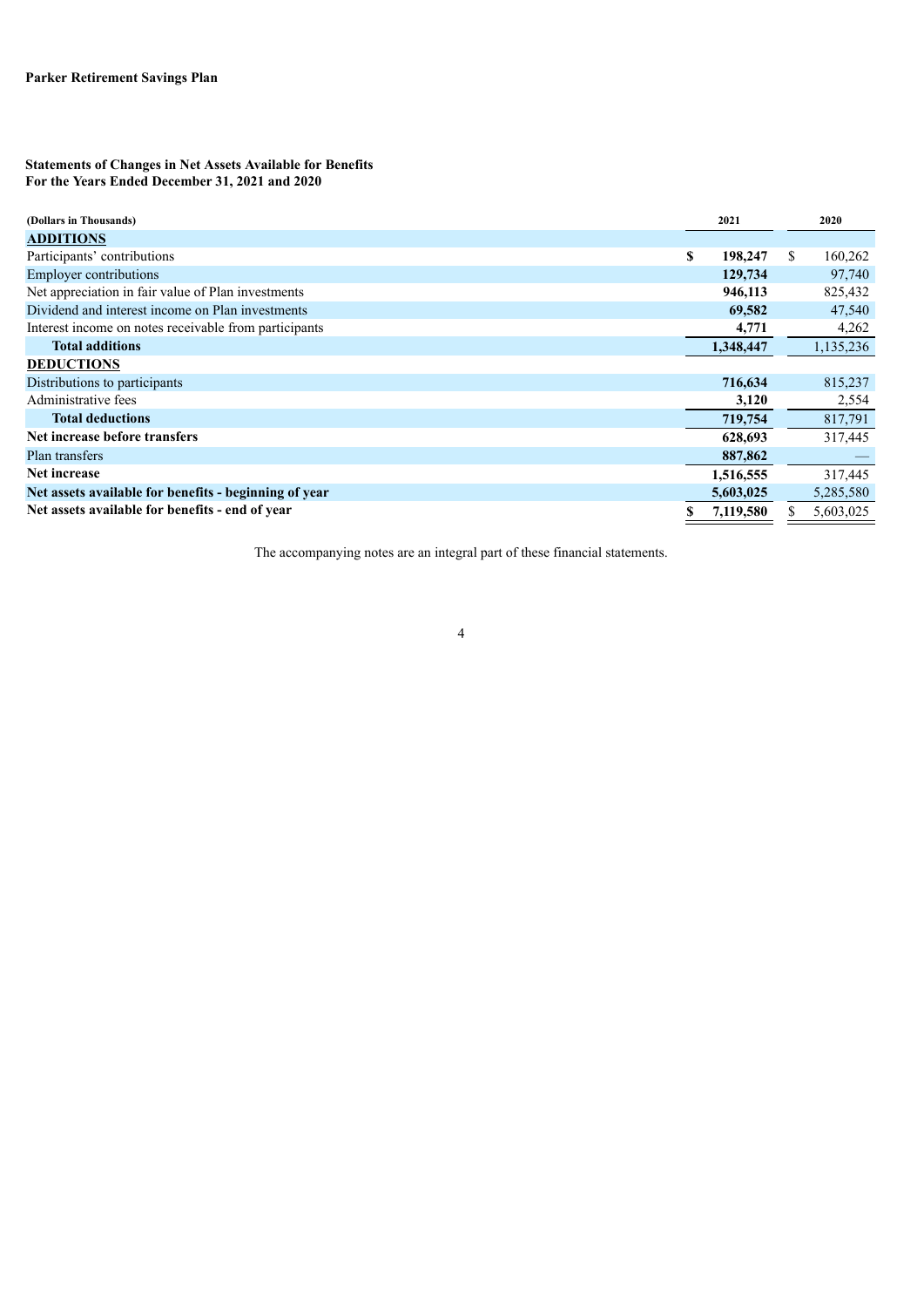**Parker Retirement Savings Plan**

**Statements of Changes in Net Assets Available for Benefits**
**For the Years Ended December 31, 2021 and 2020**

| (Dollars in Thousands) | 2021 | 2020 |
|---|---|---|
| **ADDITIONS** | | |
| Participants' contributions | **$ 198,247** | $ 160,262 |
| Employer contributions | **129,734** | 97,740 |
| Net appreciation in fair value of Plan investments | **946,113** | 825,432 |
| Dividend and interest income on Plan investments | **69,582** | 47,540 |
| Interest income on notes receivable from participants | **4,771** | 4,262 |
| **Total additions** | **1,348,447** | 1,135,236 |
| **DEDUCTIONS** | | |
| Distributions to participants | **716,634** | 815,237 |
| Administrative fees | **3,120** | 2,554 |
| **Total deductions** | **719,754** | 817,791 |
| **Net increase before transfers** | **628,693** | 317,445 |
| Plan transfers | **887,862** | — |
| **Net increase** | **1,516,555** | 317,445 |
| **Net assets available for benefits - beginning of year** | **5,603,025** | 5,285,580 |
| **Net assets available for benefits - end of year** | **$ 7,119,580** | $ 5,603,025 |

The accompanying notes are an integral part of these financial statements.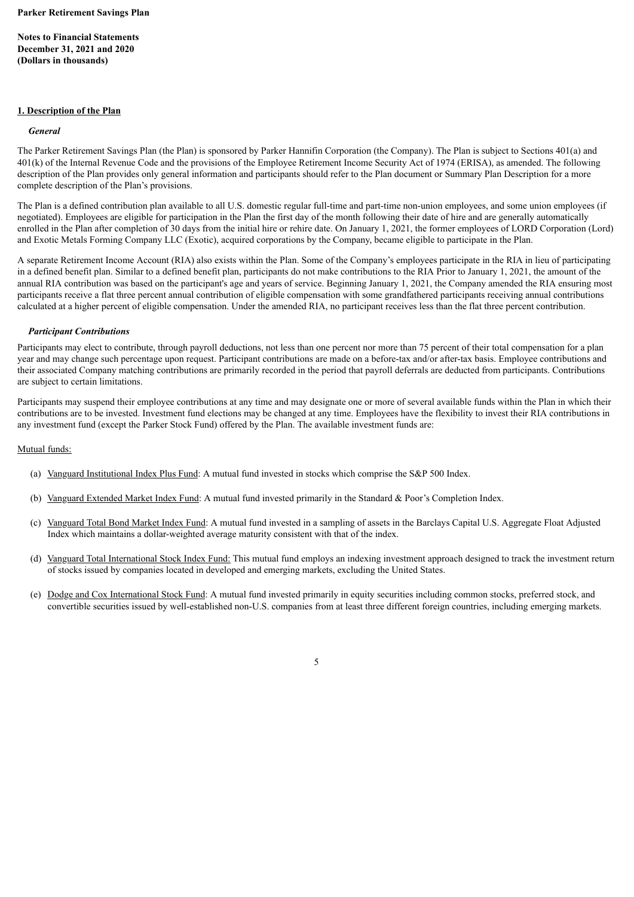**Parker Retirement Savings Plan**

**Notes to Financial Statements**
**December 31, 2021 and 2020**
**(Dollars in thousands)**

## 1. Description of the Plan

### *General*

The Parker Retirement Savings Plan (the Plan) is sponsored by Parker Hannifin Corporation (the Company). The Plan is subject to Sections 401(a) and 401(k) of the Internal Revenue Code and the provisions of the Employee Retirement Income Security Act of 1974 (ERISA), as amended. The following description of the Plan provides only general information and participants should refer to the Plan document or Summary Plan Description for a more complete description of the Plan's provisions.

The Plan is a defined contribution plan available to all U.S. domestic regular full-time and part-time non-union employees, and some union employees (if negotiated). Employees are eligible for participation in the Plan the first day of the month following their date of hire and are generally automatically enrolled in the Plan after completion of 30 days from the initial hire or rehire date. On January 1, 2021, the former employees of LORD Corporation (Lord) and Exotic Metals Forming Company LLC (Exotic), acquired corporations by the Company, became eligible to participate in the Plan.

A separate Retirement Income Account (RIA) also exists within the Plan. Some of the Company's employees participate in the RIA in lieu of participating in a defined benefit plan. Similar to a defined benefit plan, participants do not make contributions to the RIA Prior to January 1, 2021, the amount of the annual RIA contribution was based on the participant's age and years of service. Beginning January 1, 2021, the Company amended the RIA ensuring most participants receive a flat three percent annual contribution of eligible compensation with some grandfathered participants receiving annual contributions calculated at a higher percent of eligible compensation. Under the amended RIA, no participant receives less than the flat three percent contribution.

### *Participant Contributions*

Participants may elect to contribute, through payroll deductions, not less than one percent nor more than 75 percent of their total compensation for a plan year and may change such percentage upon request. Participant contributions are made on a before-tax and/or after-tax basis. Employee contributions and their associated Company matching contributions are primarily recorded in the period that payroll deferrals are deducted from participants. Contributions are subject to certain limitations.

Participants may suspend their employee contributions at any time and may designate one or more of several available funds within the Plan in which their contributions are to be invested. Investment fund elections may be changed at any time. Employees have the flexibility to invest their RIA contributions in any investment fund (except the Parker Stock Fund) offered by the Plan. The available investment funds are:

Mutual funds:

(a) Vanguard Institutional Index Plus Fund: A mutual fund invested in stocks which comprise the S&P 500 Index.

(b) Vanguard Extended Market Index Fund: A mutual fund invested primarily in the Standard & Poor's Completion Index.

(c) Vanguard Total Bond Market Index Fund: A mutual fund invested in a sampling of assets in the Barclays Capital U.S. Aggregate Float Adjusted Index which maintains a dollar-weighted average maturity consistent with that of the index.

(d) Vanguard Total International Stock Index Fund: This mutual fund employs an indexing investment approach designed to track the investment return of stocks issued by companies located in developed and emerging markets, excluding the United States.

(e) Dodge and Cox International Stock Fund: A mutual fund invested primarily in equity securities including common stocks, preferred stock, and convertible securities issued by well-established non-U.S. companies from at least three different foreign countries, including emerging markets.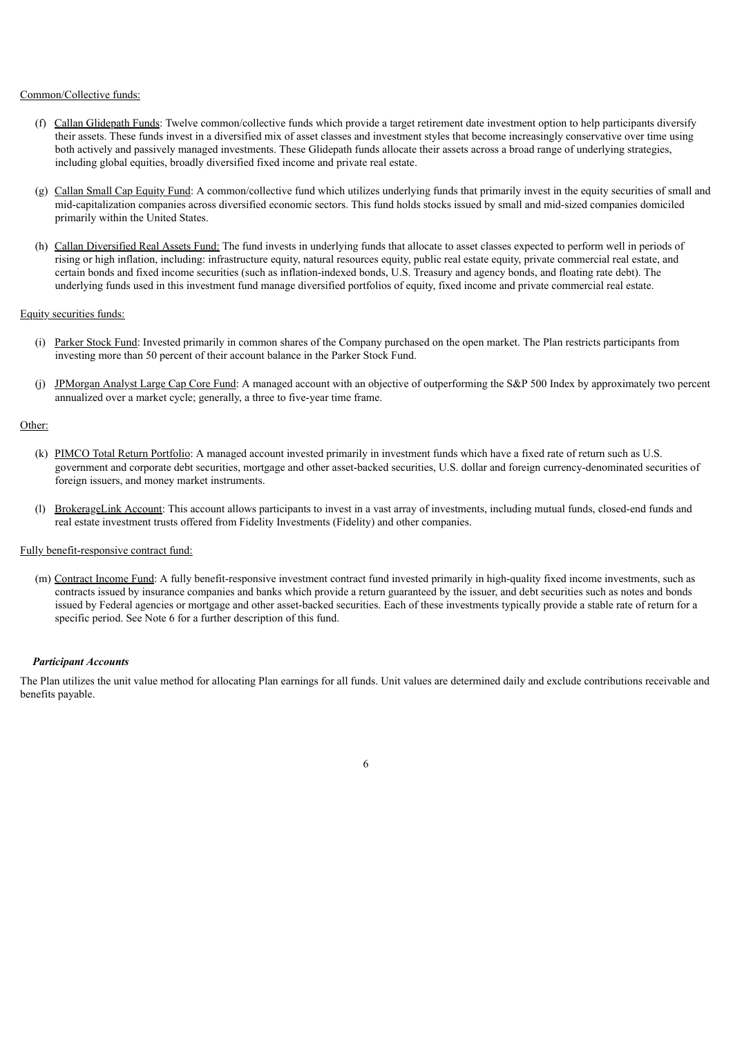Common/Collective funds:

(f) Callan Glidepath Funds: Twelve common/collective funds which provide a target retirement date investment option to help participants diversify their assets. These funds invest in a diversified mix of asset classes and investment styles that become increasingly conservative over time using both actively and passively managed investments. These Glidepath funds allocate their assets across a broad range of underlying strategies, including global equities, broadly diversified fixed income and private real estate.

(g) Callan Small Cap Equity Fund: A common/collective fund which utilizes underlying funds that primarily invest in the equity securities of small and mid-capitalization companies across diversified economic sectors. This fund holds stocks issued by small and mid-sized companies domiciled primarily within the United States.

(h) Callan Diversified Real Assets Fund: The fund invests in underlying funds that allocate to asset classes expected to perform well in periods of rising or high inflation, including: infrastructure equity, natural resources equity, public real estate equity, private commercial real estate, and certain bonds and fixed income securities (such as inflation-indexed bonds, U.S. Treasury and agency bonds, and floating rate debt). The underlying funds used in this investment fund manage diversified portfolios of equity, fixed income and private commercial real estate.

Equity securities funds:

(i) Parker Stock Fund: Invested primarily in common shares of the Company purchased on the open market. The Plan restricts participants from investing more than 50 percent of their account balance in the Parker Stock Fund.

(j) JPMorgan Analyst Large Cap Core Fund: A managed account with an objective of outperforming the S&P 500 Index by approximately two percent annualized over a market cycle; generally, a three to five-year time frame.

Other:

(k) PIMCO Total Return Portfolio: A managed account invested primarily in investment funds which have a fixed rate of return such as U.S. government and corporate debt securities, mortgage and other asset-backed securities, U.S. dollar and foreign currency-denominated securities of foreign issuers, and money market instruments.

(l) BrokerageLink Account: This account allows participants to invest in a vast array of investments, including mutual funds, closed-end funds and real estate investment trusts offered from Fidelity Investments (Fidelity) and other companies.

Fully benefit-responsive contract fund:

(m) Contract Income Fund: A fully benefit-responsive investment contract fund invested primarily in high-quality fixed income investments, such as contracts issued by insurance companies and banks which provide a return guaranteed by the issuer, and debt securities such as notes and bonds issued by Federal agencies or mortgage and other asset-backed securities. Each of these investments typically provide a stable rate of return for a specific period. See Note 6 for a further description of this fund.

***Participant Accounts***

The Plan utilizes the unit value method for allocating Plan earnings for all funds. Unit values are determined daily and exclude contributions receivable and benefits payable.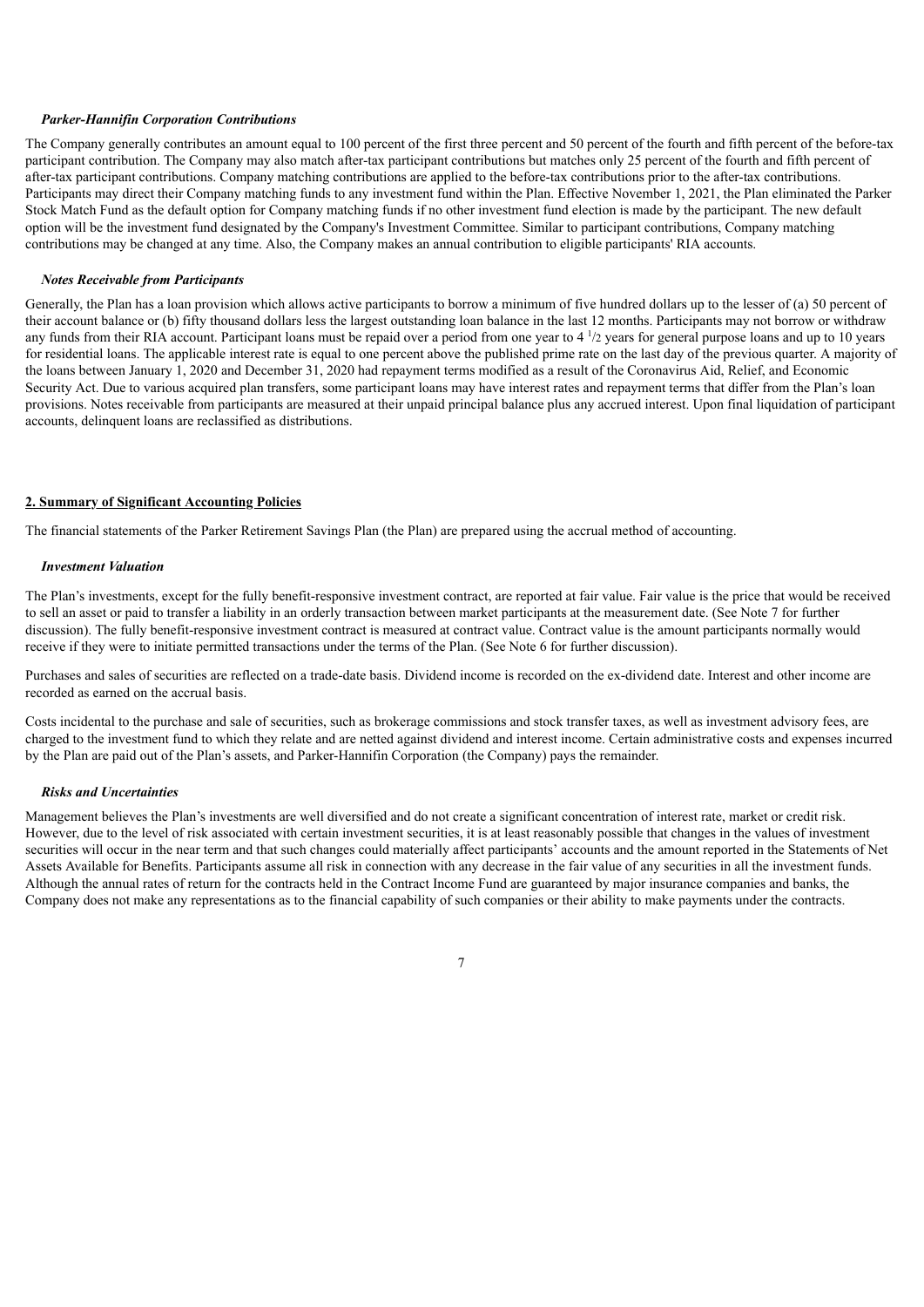### *Parker-Hannifin Corporation Contributions*

The Company generally contributes an amount equal to 100 percent of the first three percent and 50 percent of the fourth and fifth percent of the before-tax participant contribution. The Company may also match after-tax participant contributions but matches only 25 percent of the fourth and fifth percent of after-tax participant contributions. Company matching contributions are applied to the before-tax contributions prior to the after-tax contributions. Participants may direct their Company matching funds to any investment fund within the Plan. Effective November 1, 2021, the Plan eliminated the Parker Stock Match Fund as the default option for Company matching funds if no other investment fund election is made by the participant. The new default option will be the investment fund designated by the Company's Investment Committee. Similar to participant contributions, Company matching contributions may be changed at any time. Also, the Company makes an annual contribution to eligible participants' RIA accounts.

### *Notes Receivable from Participants*

Generally, the Plan has a loan provision which allows active participants to borrow a minimum of five hundred dollars up to the lesser of (a) 50 percent of their account balance or (b) fifty thousand dollars less the largest outstanding loan balance in the last 12 months. Participants may not borrow or withdraw any funds from their RIA account. Participant loans must be repaid over a period from one year to 4 1/2 years for general purpose loans and up to 10 years for residential loans. The applicable interest rate is equal to one percent above the published prime rate on the last day of the previous quarter. A majority of the loans between January 1, 2020 and December 31, 2020 had repayment terms modified as a result of the Coronavirus Aid, Relief, and Economic Security Act. Due to various acquired plan transfers, some participant loans may have interest rates and repayment terms that differ from the Plan's loan provisions. Notes receivable from participants are measured at their unpaid principal balance plus any accrued interest. Upon final liquidation of participant accounts, delinquent loans are reclassified as distributions.

## **2. Summary of Significant Accounting Policies**

The financial statements of the Parker Retirement Savings Plan (the Plan) are prepared using the accrual method of accounting.

### *Investment Valuation*

The Plan's investments, except for the fully benefit-responsive investment contract, are reported at fair value. Fair value is the price that would be received to sell an asset or paid to transfer a liability in an orderly transaction between market participants at the measurement date. (See Note 7 for further discussion). The fully benefit-responsive investment contract is measured at contract value. Contract value is the amount participants normally would receive if they were to initiate permitted transactions under the terms of the Plan. (See Note 6 for further discussion).

Purchases and sales of securities are reflected on a trade-date basis. Dividend income is recorded on the ex-dividend date. Interest and other income are recorded as earned on the accrual basis.

Costs incidental to the purchase and sale of securities, such as brokerage commissions and stock transfer taxes, as well as investment advisory fees, are charged to the investment fund to which they relate and are netted against dividend and interest income. Certain administrative costs and expenses incurred by the Plan are paid out of the Plan's assets, and Parker-Hannifin Corporation (the Company) pays the remainder.

### *Risks and Uncertainties*

Management believes the Plan's investments are well diversified and do not create a significant concentration of interest rate, market or credit risk. However, due to the level of risk associated with certain investment securities, it is at least reasonably possible that changes in the values of investment securities will occur in the near term and that such changes could materially affect participants' accounts and the amount reported in the Statements of Net Assets Available for Benefits. Participants assume all risk in connection with any decrease in the fair value of any securities in all the investment funds. Although the annual rates of return for the contracts held in the Contract Income Fund are guaranteed by major insurance companies and banks, the Company does not make any representations as to the financial capability of such companies or their ability to make payments under the contracts.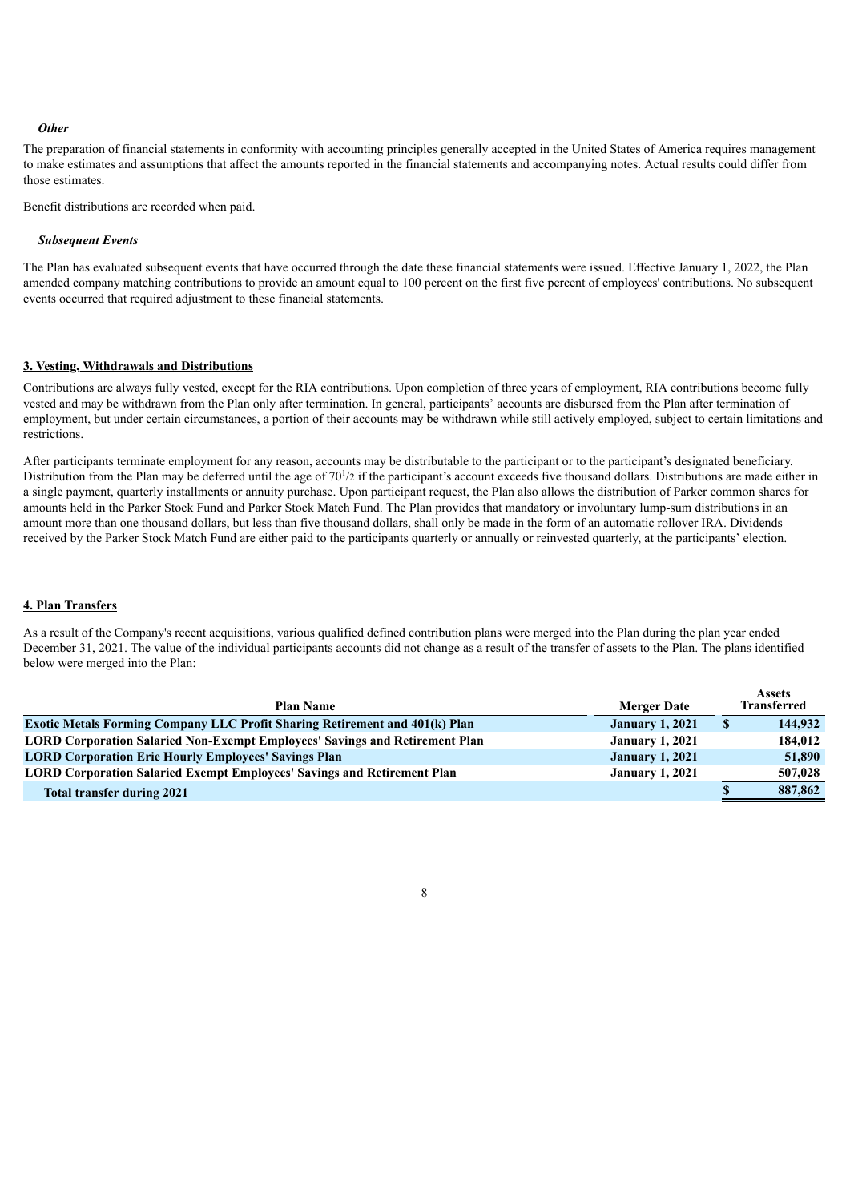***Other***

The preparation of financial statements in conformity with accounting principles generally accepted in the United States of America requires management to make estimates and assumptions that affect the amounts reported in the financial statements and accompanying notes. Actual results could differ from those estimates.

Benefit distributions are recorded when paid.

***Subsequent Events***

The Plan has evaluated subsequent events that have occurred through the date these financial statements were issued. Effective January 1, 2022, the Plan amended company matching contributions to provide an amount equal to 100 percent on the first five percent of employees' contributions. No subsequent events occurred that required adjustment to these financial statements.

## 3. Vesting, Withdrawals and Distributions

Contributions are always fully vested, except for the RIA contributions. Upon completion of three years of employment, RIA contributions become fully vested and may be withdrawn from the Plan only after termination. In general, participants' accounts are disbursed from the Plan after termination of employment, but under certain circumstances, a portion of their accounts may be withdrawn while still actively employed, subject to certain limitations and restrictions.

After participants terminate employment for any reason, accounts may be distributable to the participant or to the participant's designated beneficiary. Distribution from the Plan may be deferred until the age of $70^{1}/_{2}$ if the participant's account exceeds five thousand dollars. Distributions are made either in a single payment, quarterly installments or annuity purchase. Upon participant request, the Plan also allows the distribution of Parker common shares for amounts held in the Parker Stock Fund and Parker Stock Match Fund. The Plan provides that mandatory or involuntary lump-sum distributions in an amount more than one thousand dollars, but less than five thousand dollars, shall only be made in the form of an automatic rollover IRA. Dividends received by the Parker Stock Match Fund are either paid to the participants quarterly or annually or reinvested quarterly, at the participants' election.

## 4. Plan Transfers

As a result of the Company's recent acquisitions, various qualified defined contribution plans were merged into the Plan during the plan year ended December 31, 2021. The value of the individual participants accounts did not change as a result of the transfer of assets to the Plan. The plans identified below were merged into the Plan:

| Plan Name | Merger Date | Assets Transferred |
|---|---|---|
| **Exotic Metals Forming Company LLC Profit Sharing Retirement and 401(k) Plan** | **January 1, 2021** | **$ 144,932** |
| **LORD Corporation Salaried Non-Exempt Employees' Savings and Retirement Plan** | **January 1, 2021** | **184,012** |
| **LORD Corporation Erie Hourly Employees' Savings Plan** | **January 1, 2021** | **51,890** |
| **LORD Corporation Salaried Exempt Employees' Savings and Retirement Plan** | **January 1, 2021** | **507,028** |
| **Total transfer during 2021** | | **$ 887,862** |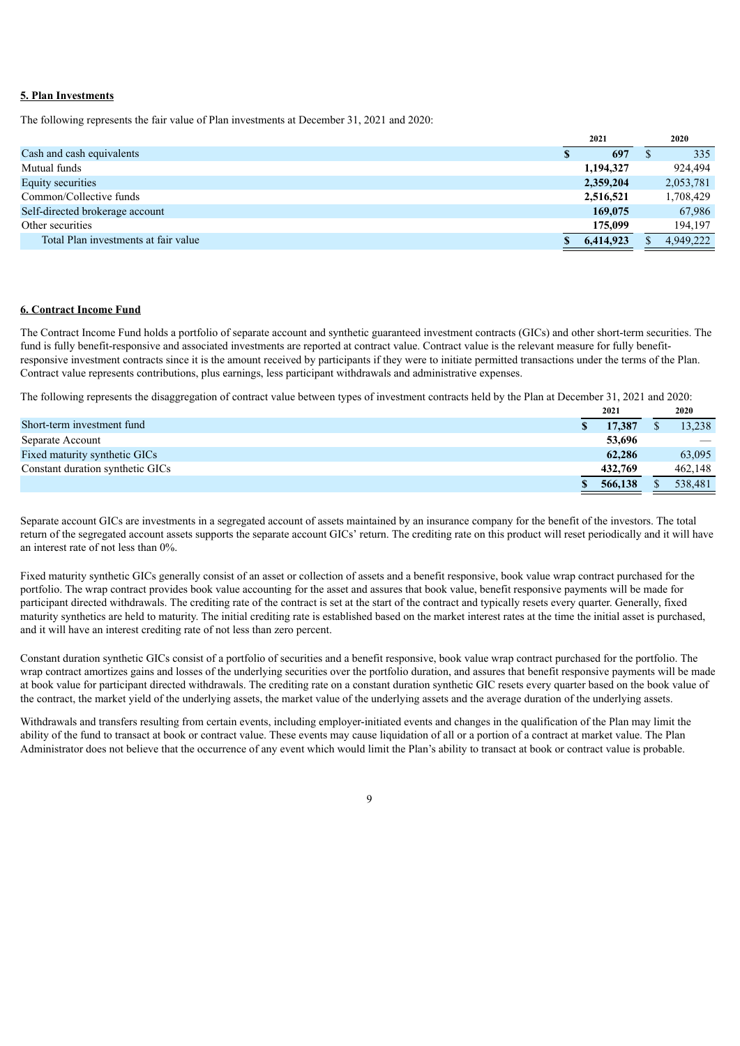**5. Plan Investments**

The following represents the fair value of Plan investments at December 31, 2021 and 2020:

| | 2021 | 2020 |
|---|---|---|
| Cash and cash equivalents | **$ 697** | $ 335 |
| Mutual funds | **1,194,327** | 924,494 |
| Equity securities | **2,359,204** | 2,053,781 |
| Common/Collective funds | **2,516,521** | 1,708,429 |
| Self-directed brokerage account | **169,075** | 67,986 |
| Other securities | **175,099** | 194,197 |
| Total Plan investments at fair value | **$ 6,414,923** | $ 4,949,222 |

**6. Contract Income Fund**

The Contract Income Fund holds a portfolio of separate account and synthetic guaranteed investment contracts (GICs) and other short-term securities. The fund is fully benefit-responsive and associated investments are reported at contract value. Contract value is the relevant measure for fully benefit-responsive investment contracts since it is the amount received by participants if they were to initiate permitted transactions under the terms of the Plan. Contract value represents contributions, plus earnings, less participant withdrawals and administrative expenses.

The following represents the disaggregation of contract value between types of investment contracts held by the Plan at December 31, 2021 and 2020:

| | 2021 | 2020 |
|---|---|---|
| Short-term investment fund | **$ 17,387** | $ 13,238 |
| Separate Account | **53,696** | — |
| Fixed maturity synthetic GICs | **62,286** | 63,095 |
| Constant duration synthetic GICs | **432,769** | 462,148 |
| | **$ 566,138** | $ 538,481 |

Separate account GICs are investments in a segregated account of assets maintained by an insurance company for the benefit of the investors. The total return of the segregated account assets supports the separate account GICs' return. The crediting rate on this product will reset periodically and it will have an interest rate of not less than 0%.

Fixed maturity synthetic GICs generally consist of an asset or collection of assets and a benefit responsive, book value wrap contract purchased for the portfolio. The wrap contract provides book value accounting for the asset and assures that book value, benefit responsive payments will be made for participant directed withdrawals. The crediting rate of the contract is set at the start of the contract and typically resets every quarter. Generally, fixed maturity synthetics are held to maturity. The initial crediting rate is established based on the market interest rates at the time the initial asset is purchased, and it will have an interest crediting rate of not less than zero percent.

Constant duration synthetic GICs consist of a portfolio of securities and a benefit responsive, book value wrap contract purchased for the portfolio. The wrap contract amortizes gains and losses of the underlying securities over the portfolio duration, and assures that benefit responsive payments will be made at book value for participant directed withdrawals. The crediting rate on a constant duration synthetic GIC resets every quarter based on the book value of the contract, the market yield of the underlying assets, the market value of the underlying assets and the average duration of the underlying assets.

Withdrawals and transfers resulting from certain events, including employer-initiated events and changes in the qualification of the Plan may limit the ability of the fund to transact at book or contract value. These events may cause liquidation of all or a portion of a contract at market value. The Plan Administrator does not believe that the occurrence of any event which would limit the Plan's ability to transact at book or contract value is probable.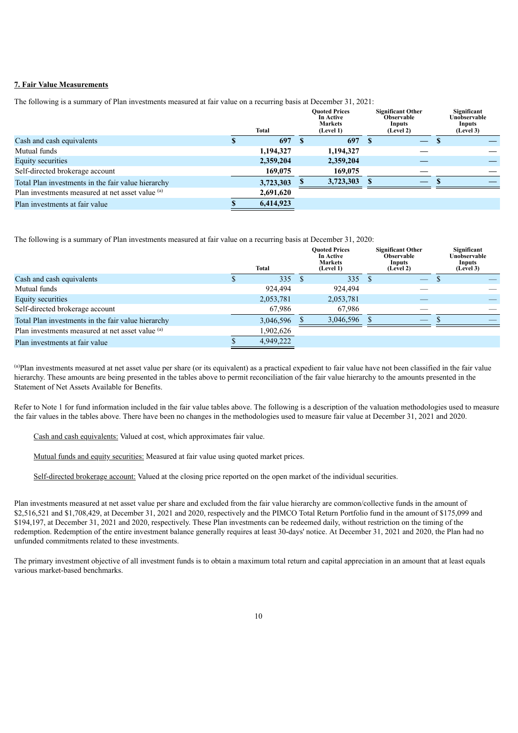**7. Fair Value Measurements**

The following is a summary of Plan investments measured at fair value on a recurring basis at December 31, 2021:

| | Total | Quoted Prices In Active Markets (Level 1) | Significant Other Observable Inputs (Level 2) | Significant Unobservable Inputs (Level 3) |
|---|---|---|---|---|
| Cash and cash equivalents | **$ 697** | **$ 697** | **$ —** | **$ —** |
| Mutual funds | **1,194,327** | **1,194,327** | **—** | **—** |
| Equity securities | **2,359,204** | **2,359,204** | **—** | **—** |
| Self-directed brokerage account | **169,075** | **169,075** | **—** | **—** |
| Total Plan investments in the fair value hierarchy | **3,723,303** | **$ 3,723,303** | **$ —** | **$ —** |
| Plan investments measured at net asset value [(a)] | **2,691,620** | | | |
| Plan investments at fair value | **$ 6,414,923** | | | |

The following is a summary of Plan investments measured at fair value on a recurring basis at December 31, 2020:

| | Total | Quoted Prices In Active Markets (Level 1) | Significant Other Observable Inputs (Level 2) | Significant Unobservable Inputs (Level 3) |
|---|---|---|---|---|
| Cash and cash equivalents | $ 335 | $ 335 | $ — | $ — |
| Mutual funds | 924,494 | 924,494 | — | — |
| Equity securities | 2,053,781 | 2,053,781 | — | — |
| Self-directed brokerage account | 67,986 | 67,986 | — | — |
| Total Plan investments in the fair value hierarchy | 3,046,596 | $ 3,046,596 | $ — | $ — |
| Plan investments measured at net asset value [(a)] | 1,902,626 | | | |
| Plan investments at fair value | $ 4,949,222 | | | |

[(a)]Plan investments measured at net asset value per share (or its equivalent) as a practical expedient to fair value have not been classified in the fair value hierarchy. These amounts are being presented in the tables above to permit reconciliation of the fair value hierarchy to the amounts presented in the Statement of Net Assets Available for Benefits.

Refer to Note 1 for fund information included in the fair value tables above. The following is a description of the valuation methodologies used to measure the fair values in the tables above. There have been no changes in the methodologies used to measure fair value at December 31, 2021 and 2020.

Cash and cash equivalents: Valued at cost, which approximates fair value.

Mutual funds and equity securities: Measured at fair value using quoted market prices.

Self-directed brokerage account: Valued at the closing price reported on the open market of the individual securities.

Plan investments measured at net asset value per share and excluded from the fair value hierarchy are common/collective funds in the amount of $2,516,521 and $1,708,429, at December 31, 2021 and 2020, respectively and the PIMCO Total Return Portfolio fund in the amount of $175,099 and $194,197, at December 31, 2021 and 2020, respectively. These Plan investments can be redeemed daily, without restriction on the timing of the redemption. Redemption of the entire investment balance generally requires at least 30-days' notice. At December 31, 2021 and 2020, the Plan had no unfunded commitments related to these investments.

The primary investment objective of all investment funds is to obtain a maximum total return and capital appreciation in an amount that at least equals various market-based benchmarks.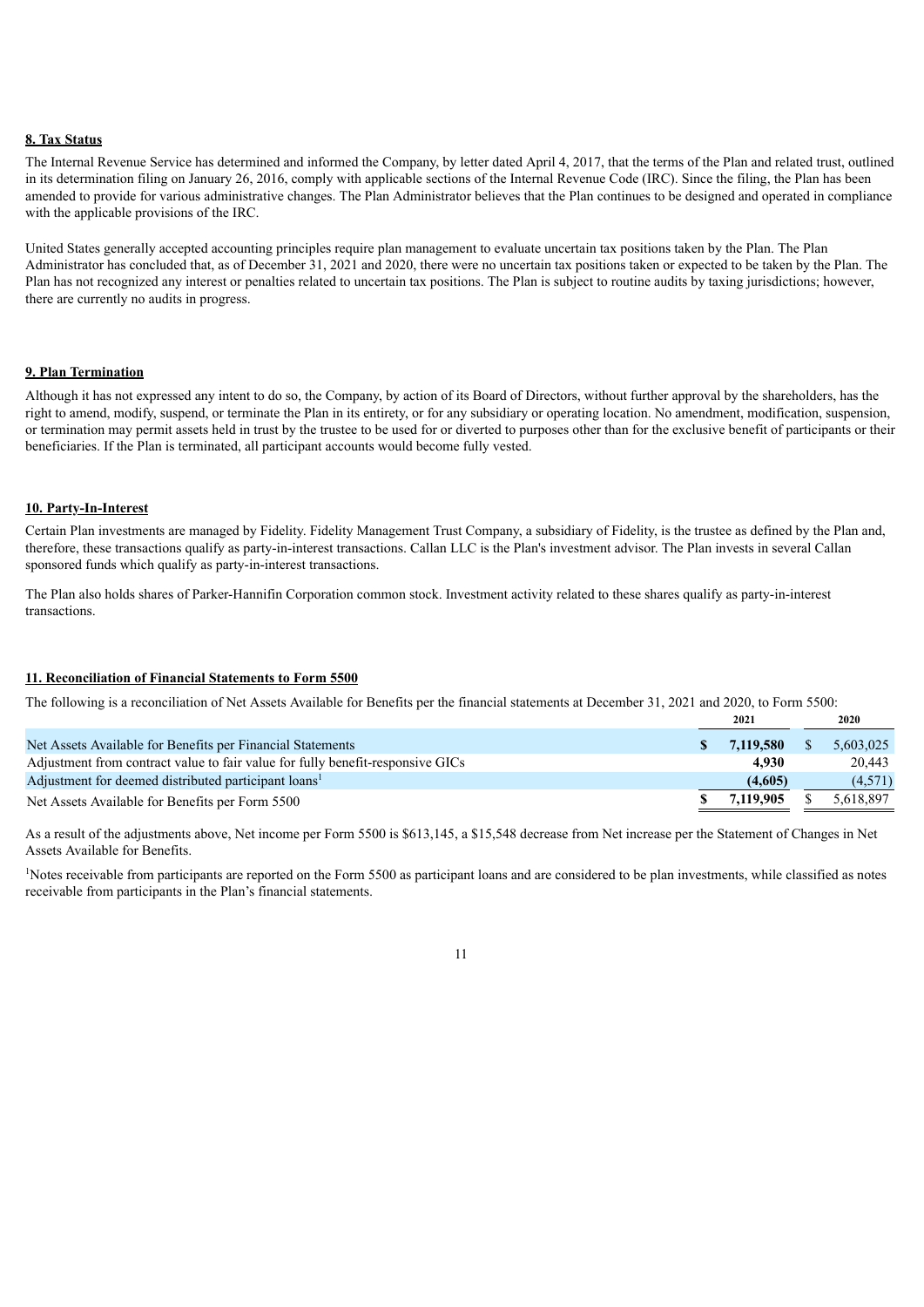**8. Tax Status**

The Internal Revenue Service has determined and informed the Company, by letter dated April 4, 2017, that the terms of the Plan and related trust, outlined in its determination filing on January 26, 2016, comply with applicable sections of the Internal Revenue Code (IRC). Since the filing, the Plan has been amended to provide for various administrative changes. The Plan Administrator believes that the Plan continues to be designed and operated in compliance with the applicable provisions of the IRC.

United States generally accepted accounting principles require plan management to evaluate uncertain tax positions taken by the Plan. The Plan Administrator has concluded that, as of December 31, 2021 and 2020, there were no uncertain tax positions taken or expected to be taken by the Plan. The Plan has not recognized any interest or penalties related to uncertain tax positions. The Plan is subject to routine audits by taxing jurisdictions; however, there are currently no audits in progress.

**9. Plan Termination**

Although it has not expressed any intent to do so, the Company, by action of its Board of Directors, without further approval by the shareholders, has the right to amend, modify, suspend, or terminate the Plan in its entirety, or for any subsidiary or operating location. No amendment, modification, suspension, or termination may permit assets held in trust by the trustee to be used for or diverted to purposes other than for the exclusive benefit of participants or their beneficiaries. If the Plan is terminated, all participant accounts would become fully vested.

**10. Party-In-Interest**

Certain Plan investments are managed by Fidelity. Fidelity Management Trust Company, a subsidiary of Fidelity, is the trustee as defined by the Plan and, therefore, these transactions qualify as party-in-interest transactions. Callan LLC is the Plan's investment advisor. The Plan invests in several Callan sponsored funds which qualify as party-in-interest transactions.

The Plan also holds shares of Parker-Hannifin Corporation common stock. Investment activity related to these shares qualify as party-in-interest transactions.

**11. Reconciliation of Financial Statements to Form 5500**

The following is a reconciliation of Net Assets Available for Benefits per the financial statements at December 31, 2021 and 2020, to Form 5500:

| | 2021 | 2020 |
|---|---|---|
| Net Assets Available for Benefits per Financial Statements | **$ 7,119,580** | $ 5,603,025 |
| Adjustment from contract value to fair value for fully benefit-responsive GICs | **4,930** | 20,443 |
| Adjustment for deemed distributed participant loans[1] | **(4,605)** | (4,571) |
| Net Assets Available for Benefits per Form 5500 | **$ 7,119,905** | $ 5,618,897 |

As a result of the adjustments above, Net income per Form 5500 is $613,145, a $15,548 decrease from Net increase per the Statement of Changes in Net Assets Available for Benefits.

[1]Notes receivable from participants are reported on the Form 5500 as participant loans and are considered to be plan investments, while classified as notes receivable from participants in the Plan's financial statements.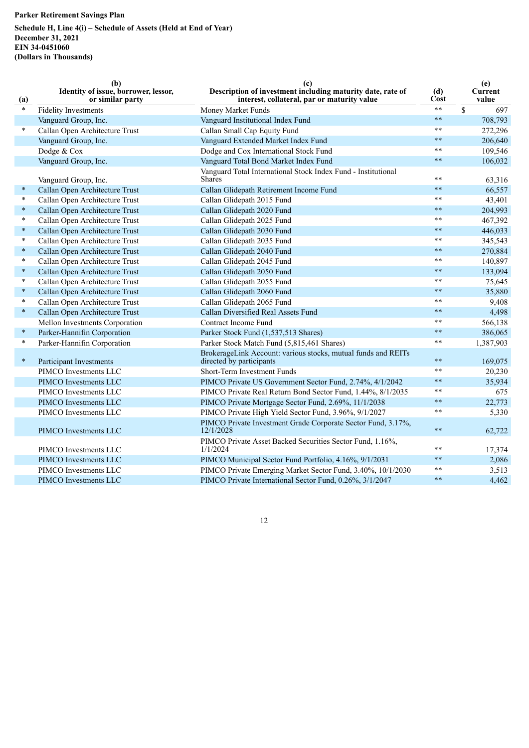**Parker Retirement Savings Plan**

**Schedule H, Line 4(i) – Schedule of Assets (Held at End of Year)**
**December 31, 2021**
**EIN 34-0451060**
**(Dollars in Thousands)**

| (a) | (b) Identity of issue, borrower, lessor, or similar party | (c) Description of investment including maturity date, rate of interest, collateral, par or maturity value | (d) Cost | (e) Current value |
|---|---|---|---|---|
| * | Fidelity Investments | Money Market Funds | ** | $ 697 |
| | Vanguard Group, Inc. | Vanguard Institutional Index Fund | ** | 708,793 |
| * | Callan Open Architecture Trust | Callan Small Cap Equity Fund | ** | 272,296 |
| | Vanguard Group, Inc. | Vanguard Extended Market Index Fund | ** | 206,640 |
| | Dodge & Cox | Dodge and Cox International Stock Fund | ** | 109,546 |
| | Vanguard Group, Inc. | Vanguard Total Bond Market Index Fund | ** | 106,032 |
| | Vanguard Group, Inc. | Vanguard Total International Stock Index Fund - Institutional Shares | ** | 63,316 |
| * | Callan Open Architecture Trust | Callan Glidepath Retirement Income Fund | ** | 66,557 |
| * | Callan Open Architecture Trust | Callan Glidepath 2015 Fund | ** | 43,401 |
| * | Callan Open Architecture Trust | Callan Glidepath 2020 Fund | ** | 204,993 |
| * | Callan Open Architecture Trust | Callan Glidepath 2025 Fund | ** | 467,392 |
| * | Callan Open Architecture Trust | Callan Glidepath 2030 Fund | ** | 446,033 |
| * | Callan Open Architecture Trust | Callan Glidepath 2035 Fund | ** | 345,543 |
| * | Callan Open Architecture Trust | Callan Glidepath 2040 Fund | ** | 270,884 |
| * | Callan Open Architecture Trust | Callan Glidepath 2045 Fund | ** | 140,897 |
| * | Callan Open Architecture Trust | Callan Glidepath 2050 Fund | ** | 133,094 |
| * | Callan Open Architecture Trust | Callan Glidepath 2055 Fund | ** | 75,645 |
| * | Callan Open Architecture Trust | Callan Glidepath 2060 Fund | ** | 35,880 |
| * | Callan Open Architecture Trust | Callan Glidepath 2065 Fund | ** | 9,408 |
| * | Callan Open Architecture Trust | Callan Diversified Real Assets Fund | ** | 4,498 |
| | Mellon Investments Corporation | Contract Income Fund | ** | 566,138 |
| * | Parker-Hannifin Corporation | Parker Stock Fund (1,537,513 Shares) | ** | 386,065 |
| * | Parker-Hannifin Corporation | Parker Stock Match Fund (5,815,461 Shares) | ** | 1,387,903 |
| * | Participant Investments | BrokerageLink Account: various stocks, mutual funds and REITs directed by participants | ** | 169,075 |
| | PIMCO Investments LLC | Short-Term Investment Funds | ** | 20,230 |
| | PIMCO Investments LLC | PIMCO Private US Government Sector Fund, 2.74%, 4/1/2042 | ** | 35,934 |
| | PIMCO Investments LLC | PIMCO Private Real Return Bond Sector Fund, 1.44%, 8/1/2035 | ** | 675 |
| | PIMCO Investments LLC | PIMCO Private Mortgage Sector Fund, 2.69%, 11/1/2038 | ** | 22,773 |
| | PIMCO Investments LLC | PIMCO Private High Yield Sector Fund, 3.96%, 9/1/2027 | ** | 5,330 |
| | PIMCO Investments LLC | PIMCO Private Investment Grade Corporate Sector Fund, 3.17%, 12/1/2028 | ** | 62,722 |
| | PIMCO Investments LLC | PIMCO Private Asset Backed Securities Sector Fund, 1.16%, 1/1/2024 | ** | 17,374 |
| | PIMCO Investments LLC | PIMCO Municipal Sector Fund Portfolio, 4.16%, 9/1/2031 | ** | 2,086 |
| | PIMCO Investments LLC | PIMCO Private Emerging Market Sector Fund, 3.40%, 10/1/2030 | ** | 3,513 |
| | PIMCO Investments LLC | PIMCO Private International Sector Fund, 0.26%, 3/1/2047 | ** | 4,462 |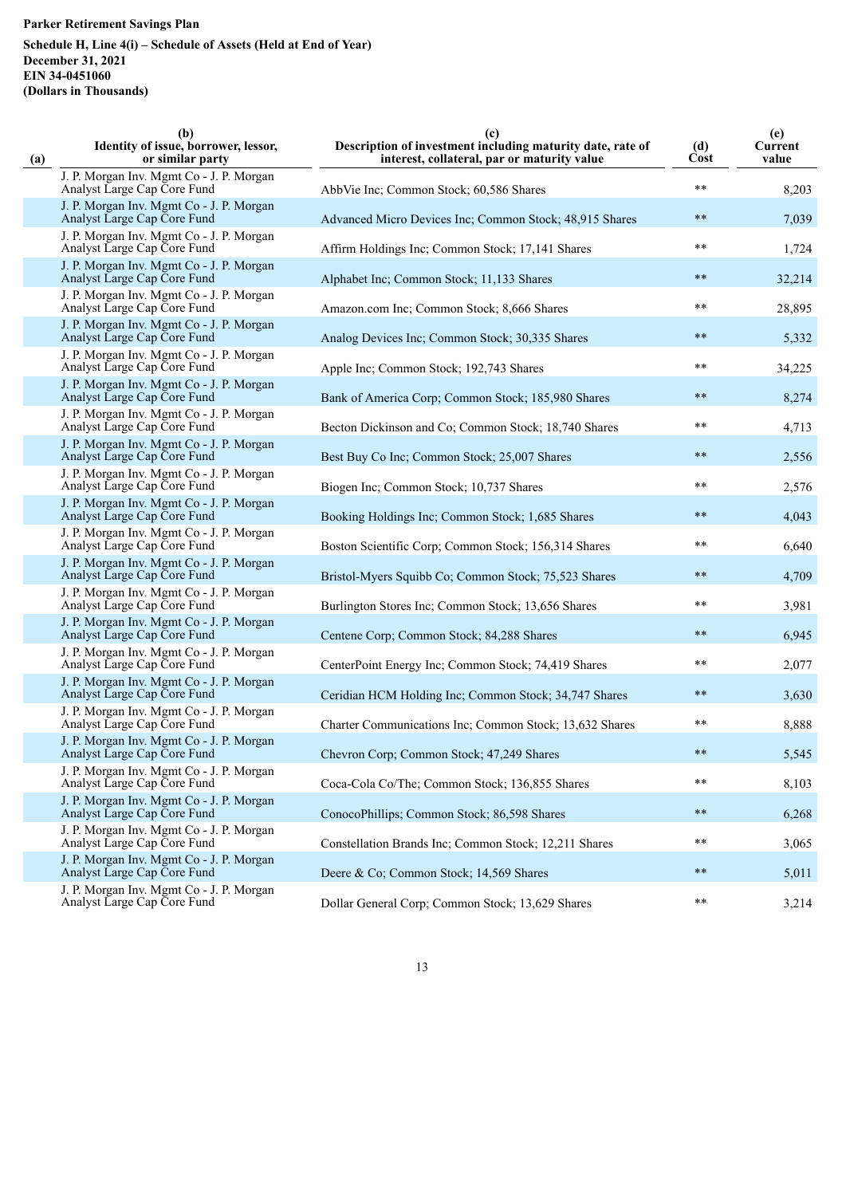**Parker Retirement Savings Plan**

**Schedule H, Line 4(i) – Schedule of Assets (Held at End of Year)**
**December 31, 2021**
**EIN 34-0451060**
**(Dollars in Thousands)**

| (a) | (b) Identity of issue, borrower, lessor, or similar party | (c) Description of investment including maturity date, rate of interest, collateral, par or maturity value | (d) Cost | (e) Current value |
|---|---|---|---|---|
| | J. P. Morgan Inv. Mgmt Co - J. P. Morgan Analyst Large Cap Core Fund | AbbVie Inc; Common Stock; 60,586 Shares | ** | 8,203 |
| | J. P. Morgan Inv. Mgmt Co - J. P. Morgan Analyst Large Cap Core Fund | Advanced Micro Devices Inc; Common Stock; 48,915 Shares | ** | 7,039 |
| | J. P. Morgan Inv. Mgmt Co - J. P. Morgan Analyst Large Cap Core Fund | Affirm Holdings Inc; Common Stock; 17,141 Shares | ** | 1,724 |
| | J. P. Morgan Inv. Mgmt Co - J. P. Morgan Analyst Large Cap Core Fund | Alphabet Inc; Common Stock; 11,133 Shares | ** | 32,214 |
| | J. P. Morgan Inv. Mgmt Co - J. P. Morgan Analyst Large Cap Core Fund | Amazon.com Inc; Common Stock; 8,666 Shares | ** | 28,895 |
| | J. P. Morgan Inv. Mgmt Co - J. P. Morgan Analyst Large Cap Core Fund | Analog Devices Inc; Common Stock; 30,335 Shares | ** | 5,332 |
| | J. P. Morgan Inv. Mgmt Co - J. P. Morgan Analyst Large Cap Core Fund | Apple Inc; Common Stock; 192,743 Shares | ** | 34,225 |
| | J. P. Morgan Inv. Mgmt Co - J. P. Morgan Analyst Large Cap Core Fund | Bank of America Corp; Common Stock; 185,980 Shares | ** | 8,274 |
| | J. P. Morgan Inv. Mgmt Co - J. P. Morgan Analyst Large Cap Core Fund | Becton Dickinson and Co; Common Stock; 18,740 Shares | ** | 4,713 |
| | J. P. Morgan Inv. Mgmt Co - J. P. Morgan Analyst Large Cap Core Fund | Best Buy Co Inc; Common Stock; 25,007 Shares | ** | 2,556 |
| | J. P. Morgan Inv. Mgmt Co - J. P. Morgan Analyst Large Cap Core Fund | Biogen Inc; Common Stock; 10,737 Shares | ** | 2,576 |
| | J. P. Morgan Inv. Mgmt Co - J. P. Morgan Analyst Large Cap Core Fund | Booking Holdings Inc; Common Stock; 1,685 Shares | ** | 4,043 |
| | J. P. Morgan Inv. Mgmt Co - J. P. Morgan Analyst Large Cap Core Fund | Boston Scientific Corp; Common Stock; 156,314 Shares | ** | 6,640 |
| | J. P. Morgan Inv. Mgmt Co - J. P. Morgan Analyst Large Cap Core Fund | Bristol-Myers Squibb Co; Common Stock; 75,523 Shares | ** | 4,709 |
| | J. P. Morgan Inv. Mgmt Co - J. P. Morgan Analyst Large Cap Core Fund | Burlington Stores Inc; Common Stock; 13,656 Shares | ** | 3,981 |
| | J. P. Morgan Inv. Mgmt Co - J. P. Morgan Analyst Large Cap Core Fund | Centene Corp; Common Stock; 84,288 Shares | ** | 6,945 |
| | J. P. Morgan Inv. Mgmt Co - J. P. Morgan Analyst Large Cap Core Fund | CenterPoint Energy Inc; Common Stock; 74,419 Shares | ** | 2,077 |
| | J. P. Morgan Inv. Mgmt Co - J. P. Morgan Analyst Large Cap Core Fund | Ceridian HCM Holding Inc; Common Stock; 34,747 Shares | ** | 3,630 |
| | J. P. Morgan Inv. Mgmt Co - J. P. Morgan Analyst Large Cap Core Fund | Charter Communications Inc; Common Stock; 13,632 Shares | ** | 8,888 |
| | J. P. Morgan Inv. Mgmt Co - J. P. Morgan Analyst Large Cap Core Fund | Chevron Corp; Common Stock; 47,249 Shares | ** | 5,545 |
| | J. P. Morgan Inv. Mgmt Co - J. P. Morgan Analyst Large Cap Core Fund | Coca-Cola Co/The; Common Stock; 136,855 Shares | ** | 8,103 |
| | J. P. Morgan Inv. Mgmt Co - J. P. Morgan Analyst Large Cap Core Fund | ConocoPhillips; Common Stock; 86,598 Shares | ** | 6,268 |
| | J. P. Morgan Inv. Mgmt Co - J. P. Morgan Analyst Large Cap Core Fund | Constellation Brands Inc; Common Stock; 12,211 Shares | ** | 3,065 |
| | J. P. Morgan Inv. Mgmt Co - J. P. Morgan Analyst Large Cap Core Fund | Deere & Co; Common Stock; 14,569 Shares | ** | 5,011 |
| | J. P. Morgan Inv. Mgmt Co - J. P. Morgan Analyst Large Cap Core Fund | Dollar General Corp; Common Stock; 13,629 Shares | ** | 3,214 |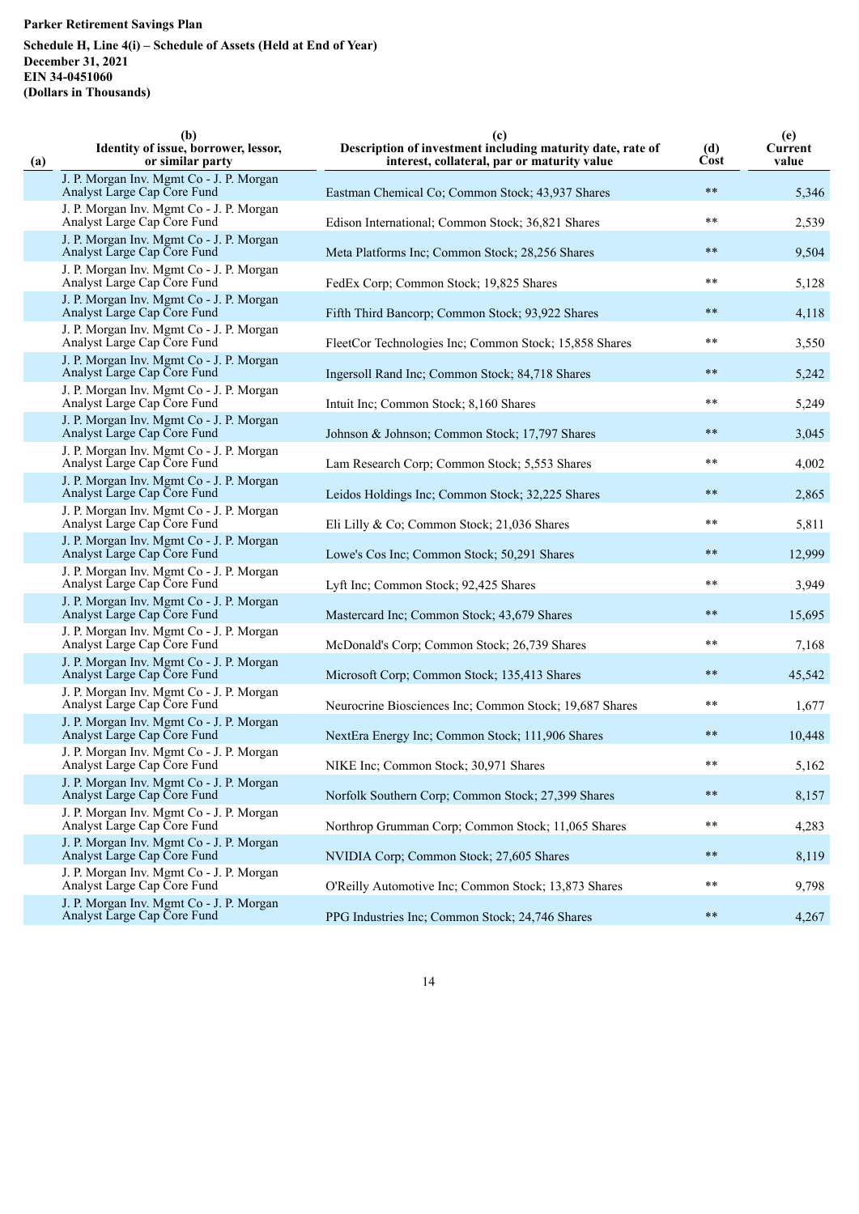**Parker Retirement Savings Plan**

**Schedule H, Line 4(i) – Schedule of Assets (Held at End of Year)**
**December 31, 2021**
**EIN 34-0451060**
**(Dollars in Thousands)**

| (a) | (b) Identity of issue, borrower, lessor, or similar party | (c) Description of investment including maturity date, rate of interest, collateral, par or maturity value | (d) Cost | (e) Current value |
|---|---|---|---|---|
| | J. P. Morgan Inv. Mgmt Co - J. P. Morgan Analyst Large Cap Core Fund | Eastman Chemical Co; Common Stock; 43,937 Shares | ** | 5,346 |
| | J. P. Morgan Inv. Mgmt Co - J. P. Morgan Analyst Large Cap Core Fund | Edison International; Common Stock; 36,821 Shares | ** | 2,539 |
| | J. P. Morgan Inv. Mgmt Co - J. P. Morgan Analyst Large Cap Core Fund | Meta Platforms Inc; Common Stock; 28,256 Shares | ** | 9,504 |
| | J. P. Morgan Inv. Mgmt Co - J. P. Morgan Analyst Large Cap Core Fund | FedEx Corp; Common Stock; 19,825 Shares | ** | 5,128 |
| | J. P. Morgan Inv. Mgmt Co - J. P. Morgan Analyst Large Cap Core Fund | Fifth Third Bancorp; Common Stock; 93,922 Shares | ** | 4,118 |
| | J. P. Morgan Inv. Mgmt Co - J. P. Morgan Analyst Large Cap Core Fund | FleetCor Technologies Inc; Common Stock; 15,858 Shares | ** | 3,550 |
| | J. P. Morgan Inv. Mgmt Co - J. P. Morgan Analyst Large Cap Core Fund | Ingersoll Rand Inc; Common Stock; 84,718 Shares | ** | 5,242 |
| | J. P. Morgan Inv. Mgmt Co - J. P. Morgan Analyst Large Cap Core Fund | Intuit Inc; Common Stock; 8,160 Shares | ** | 5,249 |
| | J. P. Morgan Inv. Mgmt Co - J. P. Morgan Analyst Large Cap Core Fund | Johnson & Johnson; Common Stock; 17,797 Shares | ** | 3,045 |
| | J. P. Morgan Inv. Mgmt Co - J. P. Morgan Analyst Large Cap Core Fund | Lam Research Corp; Common Stock; 5,553 Shares | ** | 4,002 |
| | J. P. Morgan Inv. Mgmt Co - J. P. Morgan Analyst Large Cap Core Fund | Leidos Holdings Inc; Common Stock; 32,225 Shares | ** | 2,865 |
| | J. P. Morgan Inv. Mgmt Co - J. P. Morgan Analyst Large Cap Core Fund | Eli Lilly & Co; Common Stock; 21,036 Shares | ** | 5,811 |
| | J. P. Morgan Inv. Mgmt Co - J. P. Morgan Analyst Large Cap Core Fund | Lowe's Cos Inc; Common Stock; 50,291 Shares | ** | 12,999 |
| | J. P. Morgan Inv. Mgmt Co - J. P. Morgan Analyst Large Cap Core Fund | Lyft Inc; Common Stock; 92,425 Shares | ** | 3,949 |
| | J. P. Morgan Inv. Mgmt Co - J. P. Morgan Analyst Large Cap Core Fund | Mastercard Inc; Common Stock; 43,679 Shares | ** | 15,695 |
| | J. P. Morgan Inv. Mgmt Co - J. P. Morgan Analyst Large Cap Core Fund | McDonald's Corp; Common Stock; 26,739 Shares | ** | 7,168 |
| | J. P. Morgan Inv. Mgmt Co - J. P. Morgan Analyst Large Cap Core Fund | Microsoft Corp; Common Stock; 135,413 Shares | ** | 45,542 |
| | J. P. Morgan Inv. Mgmt Co - J. P. Morgan Analyst Large Cap Core Fund | Neurocrine Biosciences Inc; Common Stock; 19,687 Shares | ** | 1,677 |
| | J. P. Morgan Inv. Mgmt Co - J. P. Morgan Analyst Large Cap Core Fund | NextEra Energy Inc; Common Stock; 111,906 Shares | ** | 10,448 |
| | J. P. Morgan Inv. Mgmt Co - J. P. Morgan Analyst Large Cap Core Fund | NIKE Inc; Common Stock; 30,971 Shares | ** | 5,162 |
| | J. P. Morgan Inv. Mgmt Co - J. P. Morgan Analyst Large Cap Core Fund | Norfolk Southern Corp; Common Stock; 27,399 Shares | ** | 8,157 |
| | J. P. Morgan Inv. Mgmt Co - J. P. Morgan Analyst Large Cap Core Fund | Northrop Grumman Corp; Common Stock; 11,065 Shares | ** | 4,283 |
| | J. P. Morgan Inv. Mgmt Co - J. P. Morgan Analyst Large Cap Core Fund | NVIDIA Corp; Common Stock; 27,605 Shares | ** | 8,119 |
| | J. P. Morgan Inv. Mgmt Co - J. P. Morgan Analyst Large Cap Core Fund | O'Reilly Automotive Inc; Common Stock; 13,873 Shares | ** | 9,798 |
| | J. P. Morgan Inv. Mgmt Co - J. P. Morgan Analyst Large Cap Core Fund | PPG Industries Inc; Common Stock; 24,746 Shares | ** | 4,267 |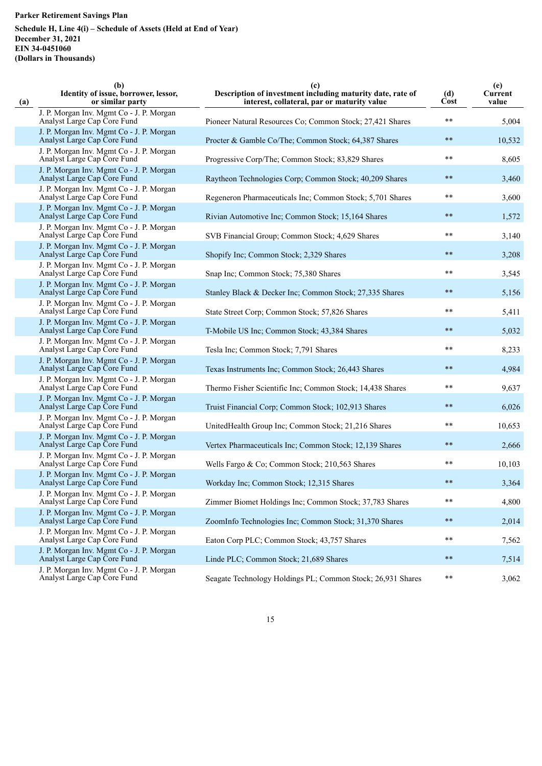**Parker Retirement Savings Plan**

**Schedule H, Line 4(i) – Schedule of Assets (Held at End of Year)**
**December 31, 2021**
**EIN 34-0451060**
**(Dollars in Thousands)**

| (a) | (b) Identity of issue, borrower, lessor, or similar party | (c) Description of investment including maturity date, rate of interest, collateral, par or maturity value | (d) Cost | (e) Current value |
|---|---|---|---|---|
| | J. P. Morgan Inv. Mgmt Co - J. P. Morgan Analyst Large Cap Core Fund | Pioneer Natural Resources Co; Common Stock; 27,421 Shares | ** | 5,004 |
| | J. P. Morgan Inv. Mgmt Co - J. P. Morgan Analyst Large Cap Core Fund | Procter & Gamble Co/The; Common Stock; 64,387 Shares | ** | 10,532 |
| | J. P. Morgan Inv. Mgmt Co - J. P. Morgan Analyst Large Cap Core Fund | Progressive Corp/The; Common Stock; 83,829 Shares | ** | 8,605 |
| | J. P. Morgan Inv. Mgmt Co - J. P. Morgan Analyst Large Cap Core Fund | Raytheon Technologies Corp; Common Stock; 40,209 Shares | ** | 3,460 |
| | J. P. Morgan Inv. Mgmt Co - J. P. Morgan Analyst Large Cap Core Fund | Regeneron Pharmaceuticals Inc; Common Stock; 5,701 Shares | ** | 3,600 |
| | J. P. Morgan Inv. Mgmt Co - J. P. Morgan Analyst Large Cap Core Fund | Rivian Automotive Inc; Common Stock; 15,164 Shares | ** | 1,572 |
| | J. P. Morgan Inv. Mgmt Co - J. P. Morgan Analyst Large Cap Core Fund | SVB Financial Group; Common Stock; 4,629 Shares | ** | 3,140 |
| | J. P. Morgan Inv. Mgmt Co - J. P. Morgan Analyst Large Cap Core Fund | Shopify Inc; Common Stock; 2,329 Shares | ** | 3,208 |
| | J. P. Morgan Inv. Mgmt Co - J. P. Morgan Analyst Large Cap Core Fund | Snap Inc; Common Stock; 75,380 Shares | ** | 3,545 |
| | J. P. Morgan Inv. Mgmt Co - J. P. Morgan Analyst Large Cap Core Fund | Stanley Black & Decker Inc; Common Stock; 27,335 Shares | ** | 5,156 |
| | J. P. Morgan Inv. Mgmt Co - J. P. Morgan Analyst Large Cap Core Fund | State Street Corp; Common Stock; 57,826 Shares | ** | 5,411 |
| | J. P. Morgan Inv. Mgmt Co - J. P. Morgan Analyst Large Cap Core Fund | T-Mobile US Inc; Common Stock; 43,384 Shares | ** | 5,032 |
| | J. P. Morgan Inv. Mgmt Co - J. P. Morgan Analyst Large Cap Core Fund | Tesla Inc; Common Stock; 7,791 Shares | ** | 8,233 |
| | J. P. Morgan Inv. Mgmt Co - J. P. Morgan Analyst Large Cap Core Fund | Texas Instruments Inc; Common Stock; 26,443 Shares | ** | 4,984 |
| | J. P. Morgan Inv. Mgmt Co - J. P. Morgan Analyst Large Cap Core Fund | Thermo Fisher Scientific Inc; Common Stock; 14,438 Shares | ** | 9,637 |
| | J. P. Morgan Inv. Mgmt Co - J. P. Morgan Analyst Large Cap Core Fund | Truist Financial Corp; Common Stock; 102,913 Shares | ** | 6,026 |
| | J. P. Morgan Inv. Mgmt Co - J. P. Morgan Analyst Large Cap Core Fund | UnitedHealth Group Inc; Common Stock; 21,216 Shares | ** | 10,653 |
| | J. P. Morgan Inv. Mgmt Co - J. P. Morgan Analyst Large Cap Core Fund | Vertex Pharmaceuticals Inc; Common Stock; 12,139 Shares | ** | 2,666 |
| | J. P. Morgan Inv. Mgmt Co - J. P. Morgan Analyst Large Cap Core Fund | Wells Fargo & Co; Common Stock; 210,563 Shares | ** | 10,103 |
| | J. P. Morgan Inv. Mgmt Co - J. P. Morgan Analyst Large Cap Core Fund | Workday Inc; Common Stock; 12,315 Shares | ** | 3,364 |
| | J. P. Morgan Inv. Mgmt Co - J. P. Morgan Analyst Large Cap Core Fund | Zimmer Biomet Holdings Inc; Common Stock; 37,783 Shares | ** | 4,800 |
| | J. P. Morgan Inv. Mgmt Co - J. P. Morgan Analyst Large Cap Core Fund | ZoomInfo Technologies Inc; Common Stock; 31,370 Shares | ** | 2,014 |
| | J. P. Morgan Inv. Mgmt Co - J. P. Morgan Analyst Large Cap Core Fund | Eaton Corp PLC; Common Stock; 43,757 Shares | ** | 7,562 |
| | J. P. Morgan Inv. Mgmt Co - J. P. Morgan Analyst Large Cap Core Fund | Linde PLC; Common Stock; 21,689 Shares | ** | 7,514 |
| | J. P. Morgan Inv. Mgmt Co - J. P. Morgan Analyst Large Cap Core Fund | Seagate Technology Holdings PL; Common Stock; 26,931 Shares | ** | 3,062 |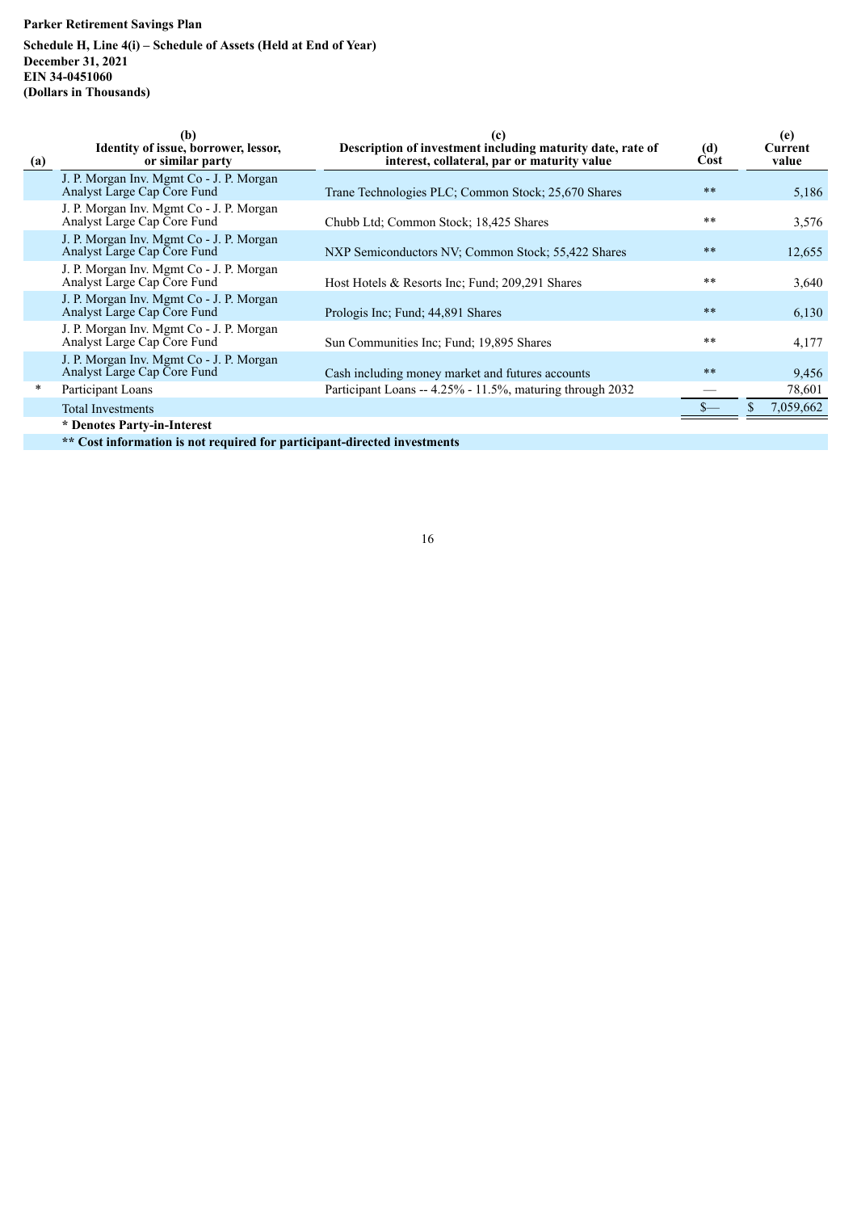**Parker Retirement Savings Plan**

**Schedule H, Line 4(i) – Schedule of Assets (Held at End of Year)**
**December 31, 2021**
**EIN 34-0451060**
**(Dollars in Thousands)**

| (a) | (b) Identity of issue, borrower, lessor, or similar party | (c) Description of investment including maturity date, rate of interest, collateral, par or maturity value | (d) Cost | (e) Current value |
|---|---|---|---|---|
| | J. P. Morgan Inv. Mgmt Co - J. P. Morgan Analyst Large Cap Core Fund | Trane Technologies PLC; Common Stock; 25,670 Shares | ** | 5,186 |
| | J. P. Morgan Inv. Mgmt Co - J. P. Morgan Analyst Large Cap Core Fund | Chubb Ltd; Common Stock; 18,425 Shares | ** | 3,576 |
| | J. P. Morgan Inv. Mgmt Co - J. P. Morgan Analyst Large Cap Core Fund | NXP Semiconductors NV; Common Stock; 55,422 Shares | ** | 12,655 |
| | J. P. Morgan Inv. Mgmt Co - J. P. Morgan Analyst Large Cap Core Fund | Host Hotels & Resorts Inc; Fund; 209,291 Shares | ** | 3,640 |
| | J. P. Morgan Inv. Mgmt Co - J. P. Morgan Analyst Large Cap Core Fund | Prologis Inc; Fund; 44,891 Shares | ** | 6,130 |
| | J. P. Morgan Inv. Mgmt Co - J. P. Morgan Analyst Large Cap Core Fund | Sun Communities Inc; Fund; 19,895 Shares | ** | 4,177 |
| | J. P. Morgan Inv. Mgmt Co - J. P. Morgan Analyst Large Cap Core Fund | Cash including money market and futures accounts | ** | 9,456 |
| * | Participant Loans | Participant Loans -- 4.25% - 11.5%, maturing through 2032 | — | 78,601 |
| | Total Investments | | $— | $ 7,059,662 |

**\* Denotes Party-in-Interest**

**\*\* Cost information is not required for participant-directed investments**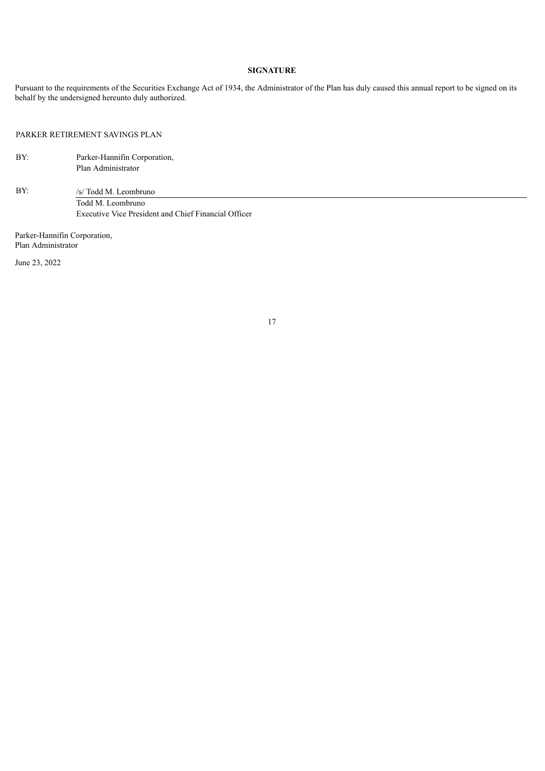**SIGNATURE**

Pursuant to the requirements of the Securities Exchange Act of 1934, the Administrator of the Plan has duly caused this annual report to be signed on its behalf by the undersigned hereunto duly authorized.

PARKER RETIREMENT SAVINGS PLAN

BY: Parker-Hannifin Corporation,
Plan Administrator

BY: /s/ Todd M. Leombruno
Todd M. Leombruno
Executive Vice President and Chief Financial Officer

Parker-Hannifin Corporation,
Plan Administrator

June 23, 2022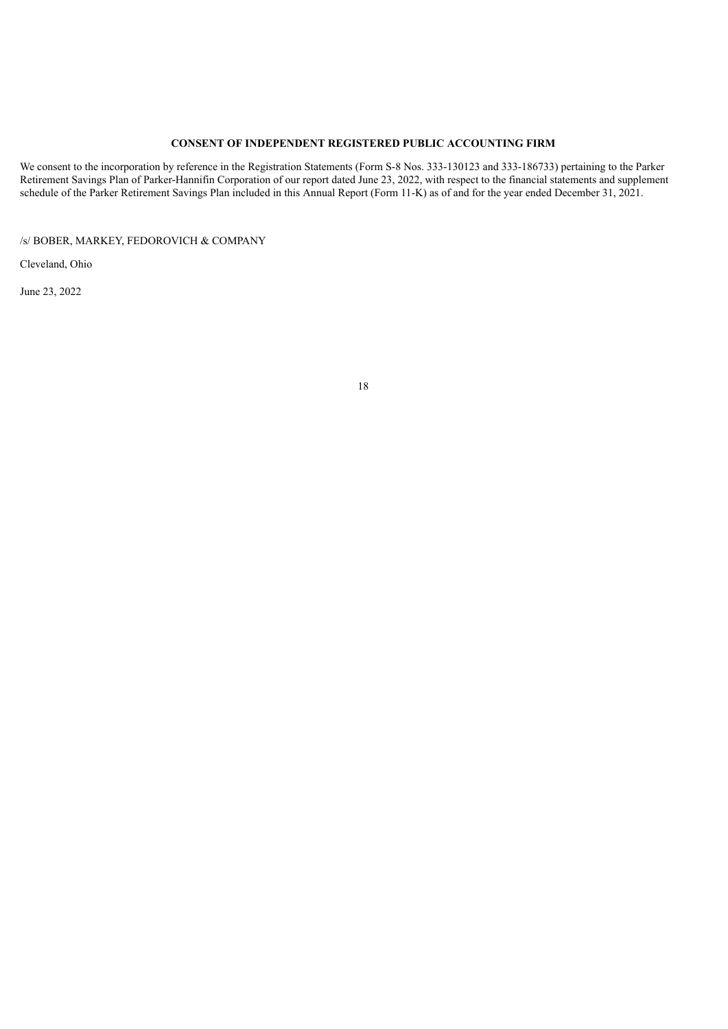**CONSENT OF INDEPENDENT REGISTERED PUBLIC ACCOUNTING FIRM**

We consent to the incorporation by reference in the Registration Statements (Form S-8 Nos. 333-130123 and 333-186733) pertaining to the Parker Retirement Savings Plan of Parker-Hannifin Corporation of our report dated June 23, 2022, with respect to the financial statements and supplement schedule of the Parker Retirement Savings Plan included in this Annual Report (Form 11-K) as of and for the year ended December 31, 2021.

/s/ BOBER, MARKEY, FEDOROVICH & COMPANY

Cleveland, Ohio

June 23, 2022